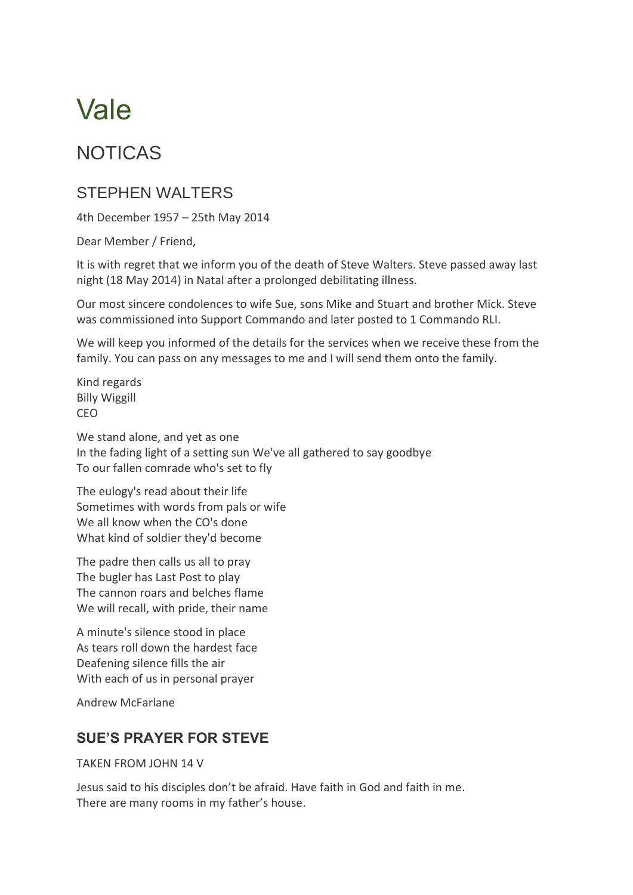# Vale

## NOTICAS

### STEPHEN WALTERS

4th December 1957 – 25th May 2014

Dear Member / Friend,

It is with regret that we inform you of the death of Steve Walters. Steve passed away last night (18 May 2014) in Natal after a prolonged debilitating illness.

Our most sincere condolences to wife Sue, sons Mike and Stuart and brother Mick. Steve was commissioned into Support Commando and later posted to 1 Commando RLI.

We will keep you informed of the details for the services when we receive these from the family. You can pass on any messages to me and I will send them onto the family.

Kind regards  
Billy Wiggill  
CEO

We stand alone, and yet as one  
In the fading light of a setting sun We've all gathered to say goodbye  
To our fallen comrade who's set to fly

The eulogy's read about their life  
Sometimes with words from pals or wife  
We all know when the CO's done  
What kind of soldier they'd become

The padre then calls us all to pray  
The bugler has Last Post to play  
The cannon roars and belches flame  
We will recall, with pride, their name

A minute's silence stood in place  
As tears roll down the hardest face  
Deafening silence fills the air  
With each of us in personal prayer

Andrew McFarlane

### **SUE'S PRAYER FOR STEVE**

TAKEN FROM JOHN 14 V

Jesus said to his disciples don't be afraid. Have faith in God and faith in me.  
There are many rooms in my father's house.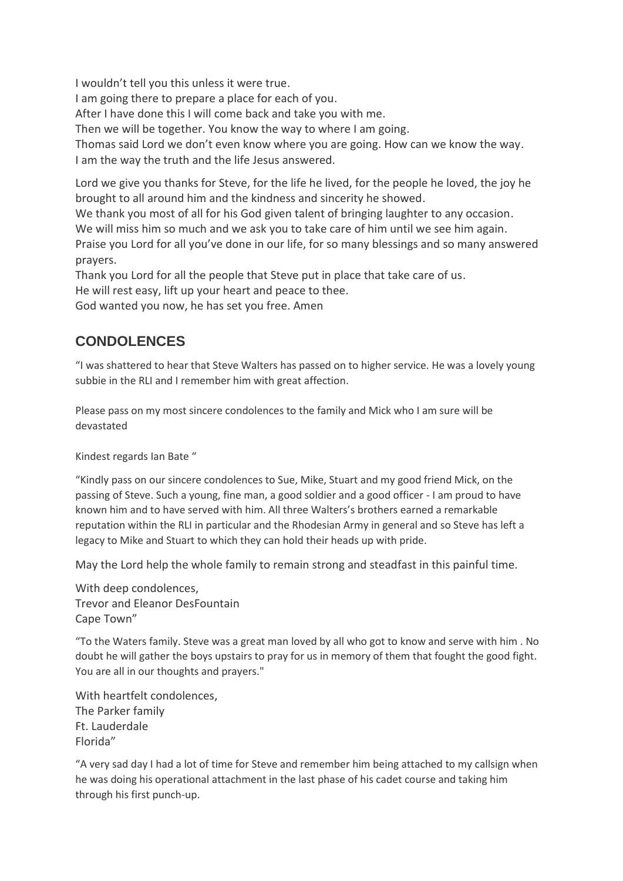I wouldn't tell you this unless it were true.
I am going there to prepare a place for each of you.
After I have done this I will come back and take you with me.
Then we will be together. You know the way to where I am going.
Thomas said Lord we don't even know where you are going. How can we know the way.
I am the way the truth and the life Jesus answered.

Lord we give you thanks for Steve, for the life he lived, for the people he loved, the joy he brought to all around him and the kindness and sincerity he showed.
We thank you most of all for his God given talent of bringing laughter to any occasion.
We will miss him so much and we ask you to take care of him until we see him again.
Praise you Lord for all you've done in our life, for so many blessings and so many answered prayers.
Thank you Lord for all the people that Steve put in place that take care of us.
He will rest easy, lift up your heart and peace to thee.
God wanted you now, he has set you free. Amen

## CONDOLENCES

"I was shattered to hear that Steve Walters has passed on to higher service. He was a lovely young subbie in the RLI and I remember him with great affection.

Please pass on my most sincere condolences to the family and Mick who I am sure will be devastated

Kindest regards Ian Bate "

"Kindly pass on our sincere condolences to Sue, Mike, Stuart and my good friend Mick, on the passing of Steve. Such a young, fine man, a good soldier and a good officer - I am proud to have known him and to have served with him. All three Walters's brothers earned a remarkable reputation within the RLI in particular and the Rhodesian Army in general and so Steve has left a legacy to Mike and Stuart to which they can hold their heads up with pride.

May the Lord help the whole family to remain strong and steadfast in this painful time.

With deep condolences,
Trevor and Eleanor DesFountain
Cape Town"

"To the Waters family. Steve was a great man loved by all who got to know and serve with him . No doubt he will gather the boys upstairs to pray for us in memory of them that fought the good fight. You are all in our thoughts and prayers."

With heartfelt condolences,
The Parker family
Ft. Lauderdale
Florida"

"A very sad day I had a lot of time for Steve and remember him being attached to my callsign when he was doing his operational attachment in the last phase of his cadet course and taking him through his first punch-up.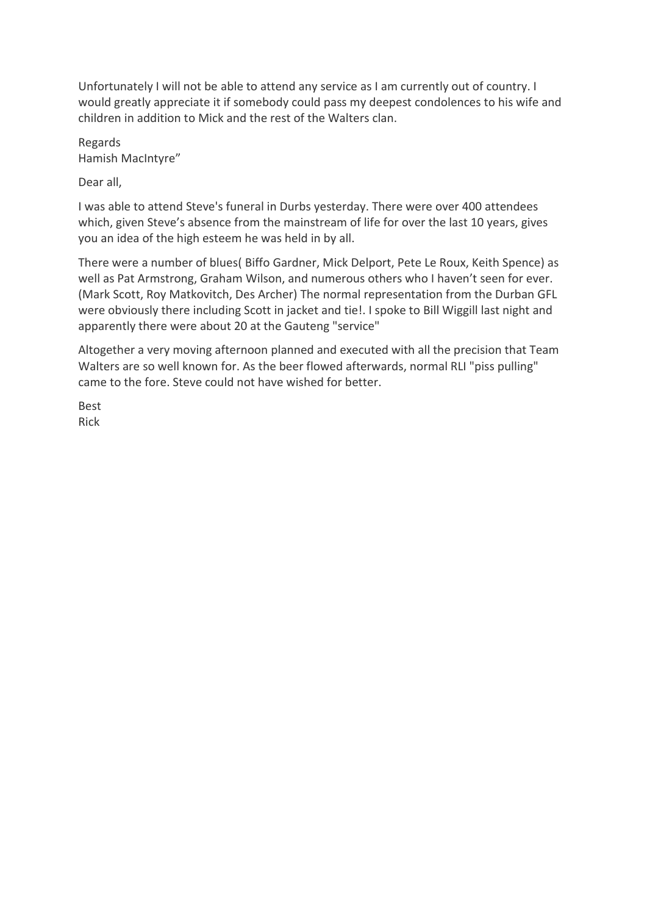Unfortunately I will not be able to attend any service as I am currently out of country. I would greatly appreciate it if somebody could pass my deepest condolences to his wife and children in addition to Mick and the rest of the Walters clan.

Regards
Hamish MacIntyre”

Dear all,

I was able to attend Steve's funeral in Durbs yesterday. There were over 400 attendees which, given Steve’s absence from the mainstream of life for over the last 10 years, gives you an idea of the high esteem he was held in by all.

There were a number of blues( Biffo Gardner, Mick Delport, Pete Le Roux, Keith Spence) as well as Pat Armstrong, Graham Wilson, and numerous others who I haven’t seen for ever. (Mark Scott, Roy Matkovitch, Des Archer) The normal representation from the Durban GFL were obviously there including Scott in jacket and tie!. I spoke to Bill Wiggill last night and apparently there were about 20 at the Gauteng "service"

Altogether a very moving afternoon planned and executed with all the precision that Team Walters are so well known for. As the beer flowed afterwards, normal RLI "piss pulling" came to the fore. Steve could not have wished for better.

Best
Rick